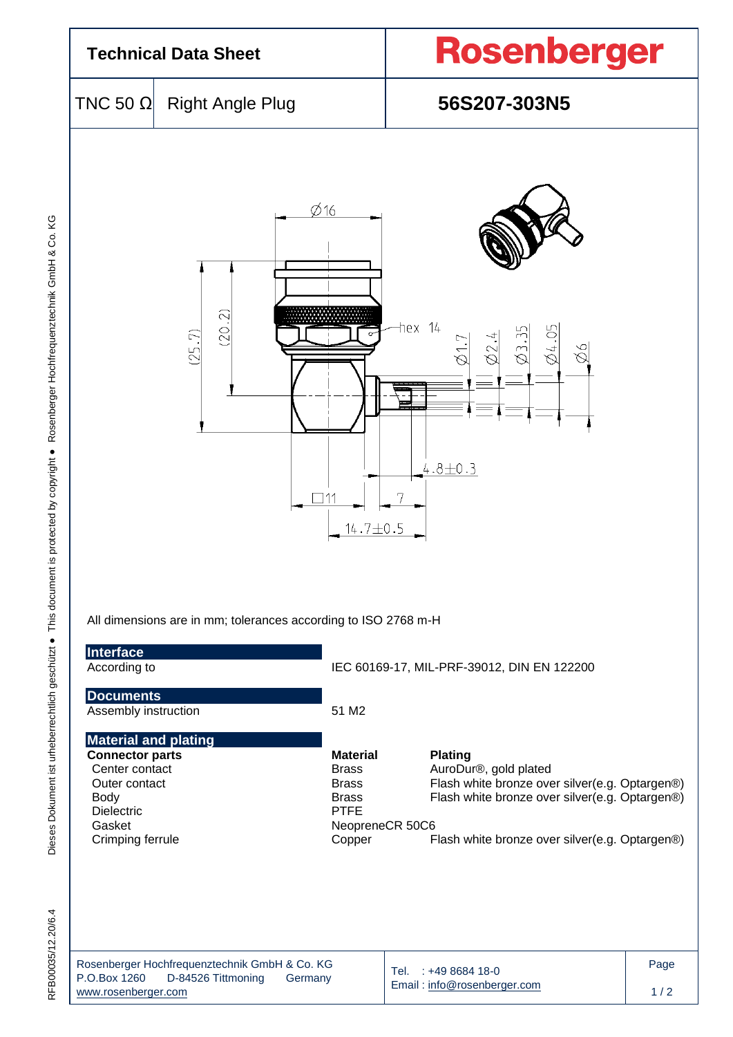# Technical Data Sheet

**Rosenberger**

TNC 50 Ω | Right Angle Plug

**56S207-303N5**

All dimensions are in mm; tolerances according to ISO 2768 m-H

## Interface

| | |
|---|---|
| According to | IEC 60169-17, MIL-PRF-39012, DIN EN 122200 |

## Documents

| | |
|---|---|
| Assembly instruction | 51 M2 |

## Material and plating

| Connector parts | Material | Plating |
|---|---|---|
| Center contact | Brass | AuroDur®, gold plated |
| Outer contact | Brass | Flash white bronze over silver(e.g. Optargen®) |
| Body | Brass | Flash white bronze over silver(e.g. Optargen®) |
| Dielectric | PTFE | |
| Gasket | NeopreneCR 50C6 | |
| Crimping ferrule | Copper | Flash white bronze over silver(e.g. Optargen®) |

Rosenberger Hochfrequenztechnik GmbH & Co. KG
P.O.Box 1260 D-84526 Tittmoning Germany
www.rosenberger.com

Tel. : +49 8684 18-0
Email : info@rosenberger.com

RFB00035/12.20/6.4

Dieses Dokument ist urheberrechtlich geschützt ● This document is protected by copyright ● Rosenberger Hochfrequenztechnik GmbH & Co. KG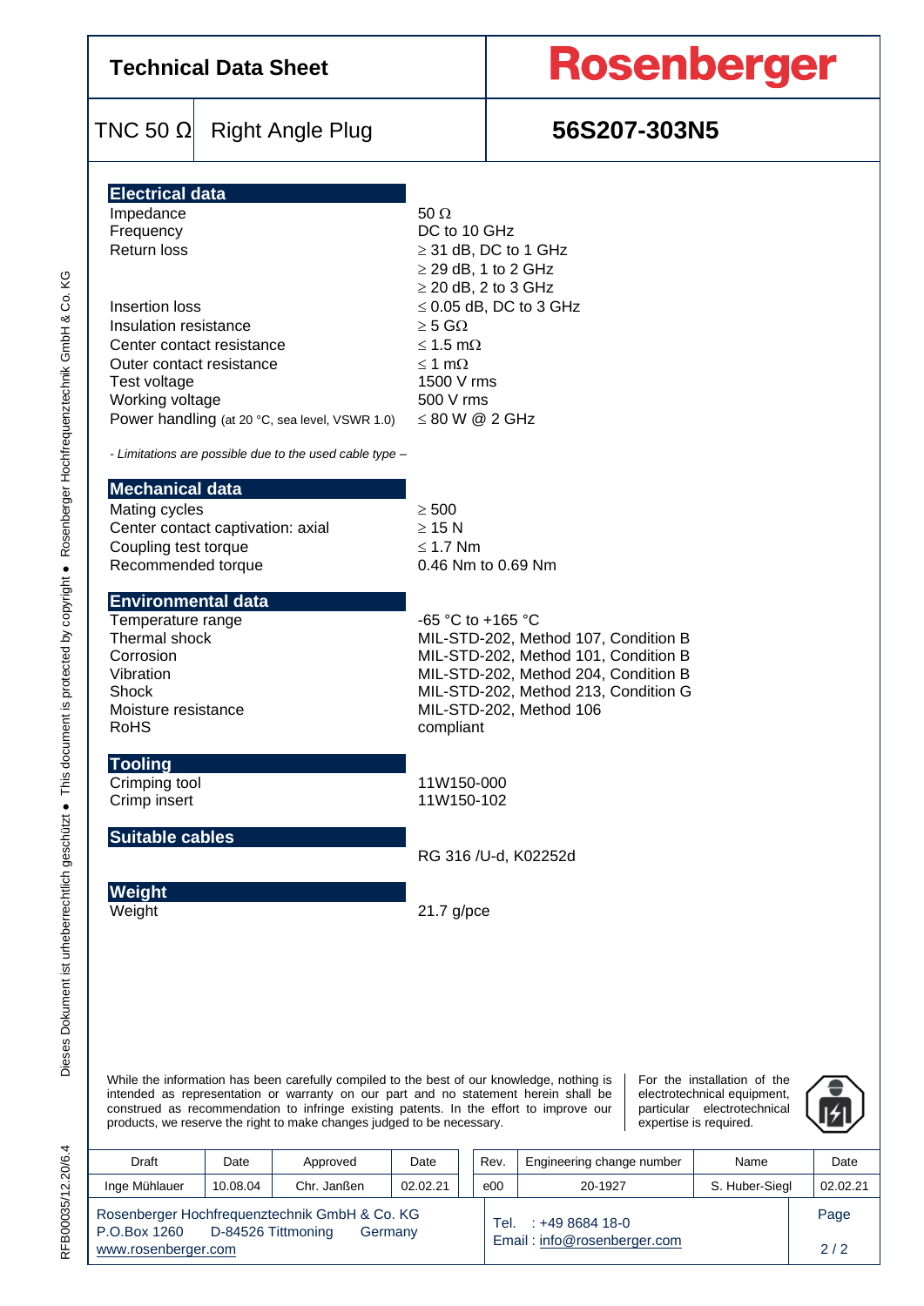# Technical Data Sheet

**Rosenberger**

TNC 50 Ω Right Angle Plug

**56S207-303N5**

## Electrical data

| | |
|---|---|
| Impedance | 50 Ω |
| Frequency | DC to 10 GHz |
| Return loss | ≥ 31 dB, DC to 1 GHz |
| | ≥ 29 dB, 1 to 2 GHz |
| | ≥ 20 dB, 2 to 3 GHz |
| Insertion loss | ≤ 0.05 dB, DC to 3 GHz |
| Insulation resistance | ≥ 5 GΩ |
| Center contact resistance | ≤ 1.5 mΩ |
| Outer contact resistance | ≤ 1 mΩ |
| Test voltage | 1500 V rms |
| Working voltage | 500 V rms |
| Power handling (at 20 °C, sea level, VSWR 1.0) | ≤ 80 W @ 2 GHz |

*- Limitations are possible due to the used cable type –*

## Mechanical data

| | |
|---|---|
| Mating cycles | ≥ 500 |
| Center contact captivation: axial | ≥ 15 N |
| Coupling test torque | ≤ 1.7 Nm |
| Recommended torque | 0.46 Nm to 0.69 Nm |

## Environmental data

| | |
|---|---|
| Temperature range | -65 °C to +165 °C |
| Thermal shock | MIL-STD-202, Method 107, Condition B |
| Corrosion | MIL-STD-202, Method 101, Condition B |
| Vibration | MIL-STD-202, Method 204, Condition B |
| Shock | MIL-STD-202, Method 213, Condition G |
| Moisture resistance | MIL-STD-202, Method 106 |
| RoHS | compliant |

## Tooling

| | |
|---|---|
| Crimping tool | 11W150-000 |
| Crimp insert | 11W150-102 |

## Suitable cables

RG 316 /U-d, K02252d

## Weight

| | |
|---|---|
| Weight | 21.7 g/pce |

While the information has been carefully compiled to the best of our knowledge, nothing is intended as representation or warranty on our part and no statement herein shall be construed as recommendation to infringe existing patents. In the effort to improve our products, we reserve the right to make changes judged to be necessary.

For the installation of the electrotechnical equipment, particular electrotechnical expertise is required.

| Draft | Date | Approved | Date | Rev. | Engineering change number | Name | Date |
|---|---|---|---|---|---|---|---|
| Inge Mühlauer | 10.08.04 | Chr. Janßen | 02.02.21 | e00 | 20-1927 | S. Huber-Siegl | 02.02.21 |

Rosenberger Hochfrequenztechnik GmbH & Co. KG
P.O.Box 1260 D-84526 Tittmoning Germany
www.rosenberger.com

Tel. : +49 8684 18-0
Email : info@rosenberger.com

RFB00035/12.20/6.4

Dieses Dokument ist urheberrechtlich geschützt ● This document is protected by copyright ● Rosenberger Hochfrequenztechnik GmbH & Co. KG